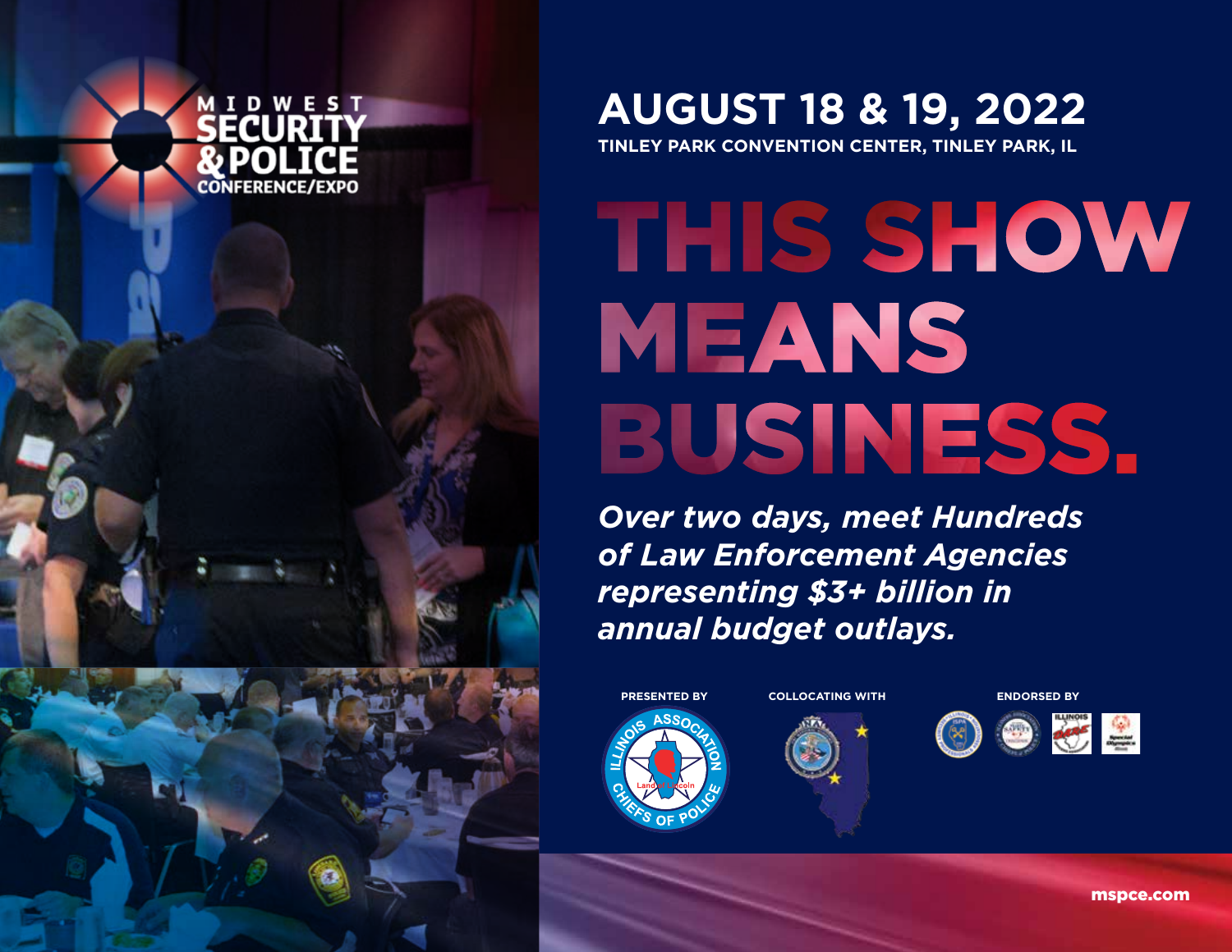MIDWEST SECURITY & POLICE CONFERENCE/EXPO

# AUGUST 18 & 19, 2022

**TINLEY PARK CONVENTION CENTER, TINLEY PARK, IL**

# THIS SHOW MEANS BUSINESS.

***Over two days, meet Hundreds of Law Enforcement Agencies representing $3+ billion in annual budget outlays.***

**PRESENTED BY**

ILLINOIS ASSOCIATION CHIEFS OF POLICE

**COLLOCATING WITH**

**ENDORSED BY**

mspce.com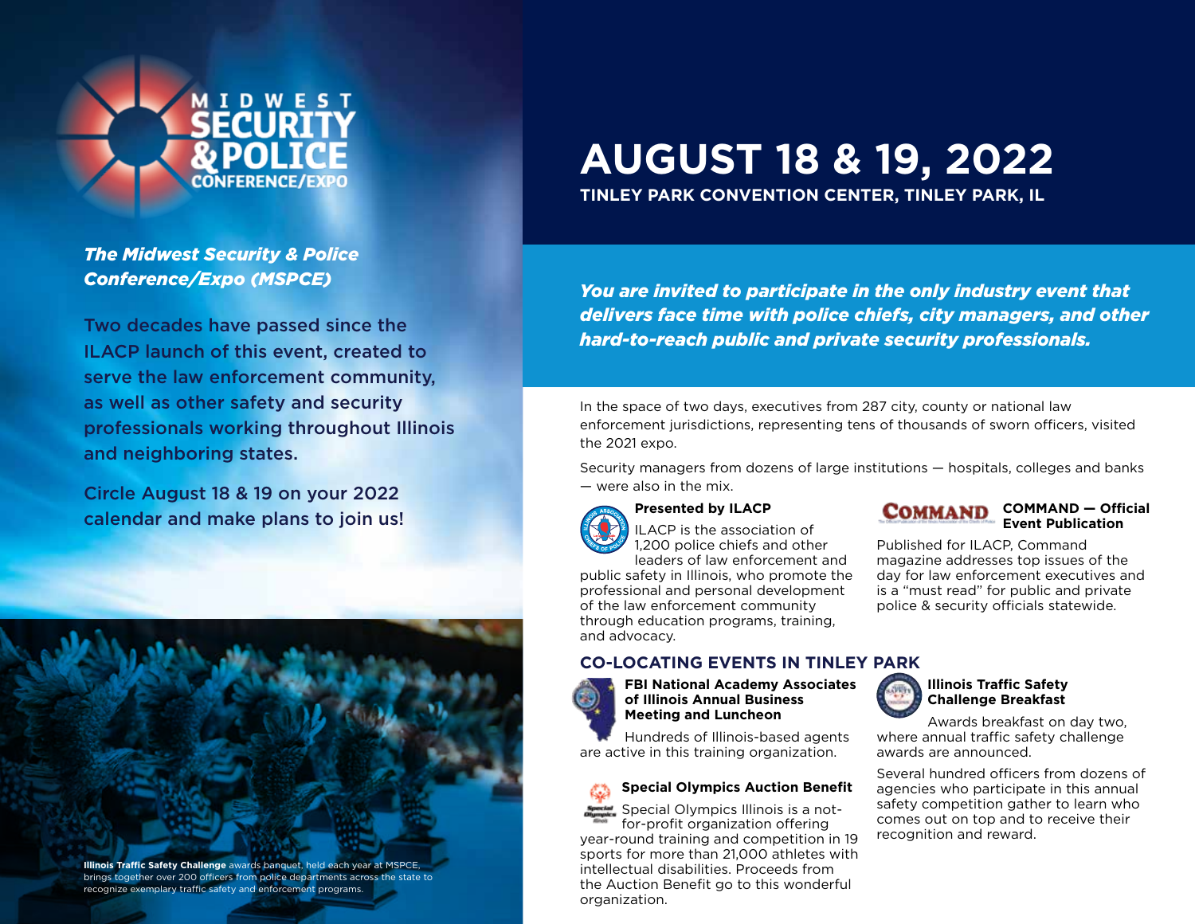MIDWEST SECURITY & POLICE CONFERENCE/EXPO

***The Midwest Security & Police Conference/Expo (MSPCE)***

Two decades have passed since the ILACP launch of this event, created to serve the law enforcement community, as well as other safety and security professionals working throughout Illinois and neighboring states.

Circle August 18 & 19 on your 2022 calendar and make plans to join us!

**Illinois Traffic Safety Challenge** awards banquet, held each year at MSPCE, brings together over 200 officers from police departments across the state to recognize exemplary traffic safety and enforcement programs.

# AUGUST 18 & 19, 2022

**TINLEY PARK CONVENTION CENTER, TINLEY PARK, IL**

***You are invited to participate in the only industry event that delivers face time with police chiefs, city managers, and other hard-to-reach public and private security professionals.***

In the space of two days, executives from 287 city, county or national law enforcement jurisdictions, representing tens of thousands of sworn officers, visited the 2021 expo.

Security managers from dozens of large institutions — hospitals, colleges and banks — were also in the mix.

### Presented by ILACP

ILACP is the association of 1,200 police chiefs and other leaders of law enforcement and public safety in Illinois, who promote the professional and personal development of the law enforcement community through education programs, training, and advocacy.

### COMMAND — Official Event Publication

Published for ILACP, Command magazine addresses top issues of the day for law enforcement executives and is a "must read" for public and private police & security officials statewide.

## CO-LOCATING EVENTS IN TINLEY PARK

### FBI National Academy Associates of Illinois Annual Business Meeting and Luncheon

Hundreds of Illinois-based agents are active in this training organization.

### Special Olympics Auction Benefit

Special Olympics Illinois is a not-for-profit organization offering year-round training and competition in 19 sports for more than 21,000 athletes with intellectual disabilities. Proceeds from the Auction Benefit go to this wonderful organization.

### Illinois Traffic Safety Challenge Breakfast

Awards breakfast on day two, where annual traffic safety challenge awards are announced.

Several hundred officers from dozens of agencies who participate in this annual safety competition gather to learn who comes out on top and to receive their recognition and reward.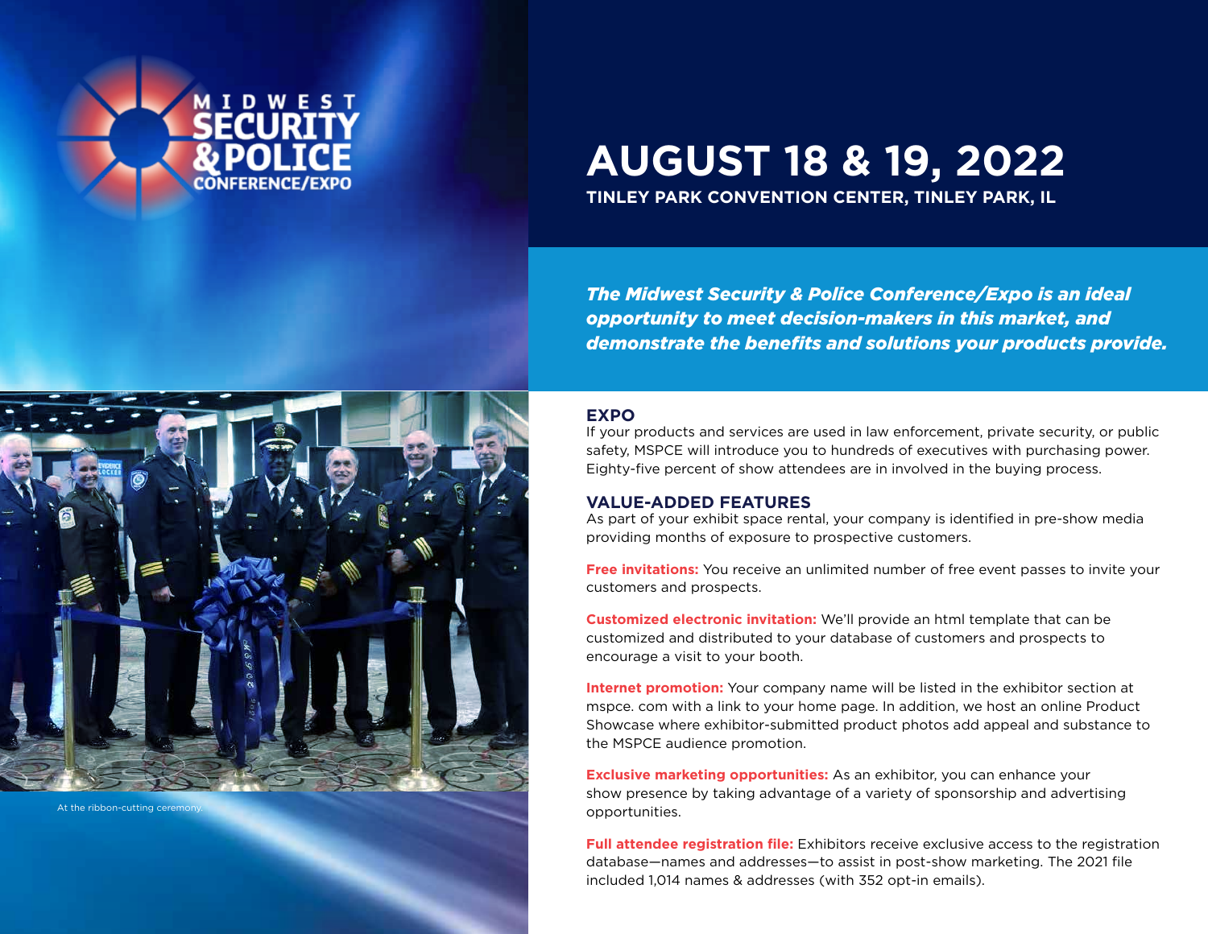MIDWEST SECURITY & POLICE CONFERENCE/EXPO

# AUGUST 18 & 19, 2022

**TINLEY PARK CONVENTION CENTER, TINLEY PARK, IL**

***The Midwest Security & Police Conference/Expo is an ideal opportunity to meet decision-makers in this market, and demonstrate the benefits and solutions your products provide.***

At the ribbon-cutting ceremony.

## EXPO

If your products and services are used in law enforcement, private security, or public safety, MSPCE will introduce you to hundreds of executives with purchasing power. Eighty-five percent of show attendees are in involved in the buying process.

## VALUE-ADDED FEATURES

As part of your exhibit space rental, your company is identified in pre-show media providing months of exposure to prospective customers.

**Free invitations:** You receive an unlimited number of free event passes to invite your customers and prospects.

**Customized electronic invitation:** We'll provide an html template that can be customized and distributed to your database of customers and prospects to encourage a visit to your booth.

**Internet promotion:** Your company name will be listed in the exhibitor section at mspce. com with a link to your home page. In addition, we host an online Product Showcase where exhibitor-submitted product photos add appeal and substance to the MSPCE audience promotion.

**Exclusive marketing opportunities:** As an exhibitor, you can enhance your show presence by taking advantage of a variety of sponsorship and advertising opportunities.

**Full attendee registration file:** Exhibitors receive exclusive access to the registration database—names and addresses—to assist in post-show marketing. The 2021 file included 1,014 names & addresses (with 352 opt-in emails).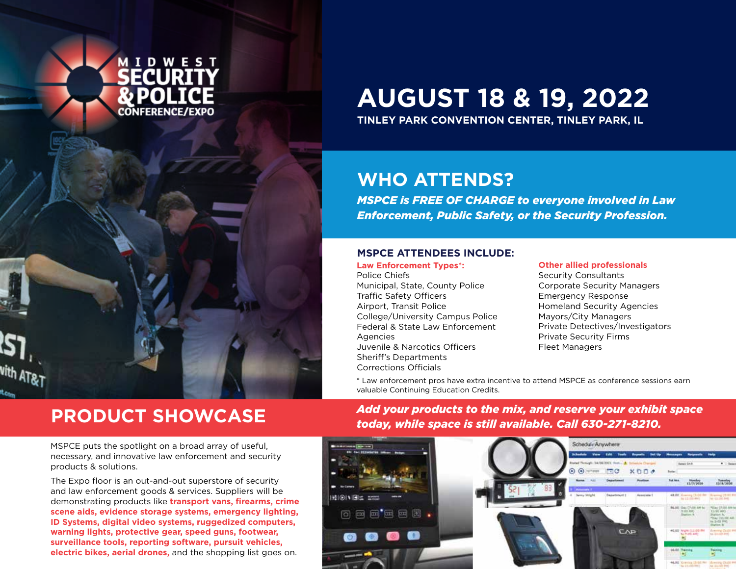# MIDWEST SECURITY & POLICE CONFERENCE/EXPO

## AUGUST 18 & 19, 2022

**TINLEY PARK CONVENTION CENTER, TINLEY PARK, IL**

## WHO ATTENDS?

***MSPCE is FREE OF CHARGE to everyone involved in Law Enforcement, Public Safety, or the Security Profession.***

### MSPCE ATTENDEES INCLUDE:

**Law Enforcement Types*:**

Police Chiefs
Municipal, State, County Police
Traffic Safety Officers
Airport, Transit Police
College/University Campus Police
Federal & State Law Enforcement Agencies
Juvenile & Narcotics Officers
Sheriff's Departments
Corrections Officials

**Other allied professionals**

Security Consultants
Corporate Security Managers
Emergency Response
Homeland Security Agencies
Mayors/City Managers
Private Detectives/Investigators
Private Security Firms
Fleet Managers

* Law enforcement pros have extra incentive to attend MSPCE as conference sessions earn valuable Continuing Education Credits.

## PRODUCT SHOWCASE

***Add your products to the mix, and reserve your exhibit space today, while space is still available. Call 630-271-8210.***

MSPCE puts the spotlight on a broad array of useful, necessary, and innovative law enforcement and security products & solutions.

The Expo floor is an out-and-out superstore of security and law enforcement goods & services. Suppliers will be demonstrating products like **transport vans, firearms, crime scene aids, evidence storage systems, emergency lighting, ID Systems, digital video systems, ruggedized computers, warning lights, protective gear, speed guns, footwear, surveillance tools, reporting software, pursuit vehicles, electric bikes, aerial drones,** and the shopping list goes on.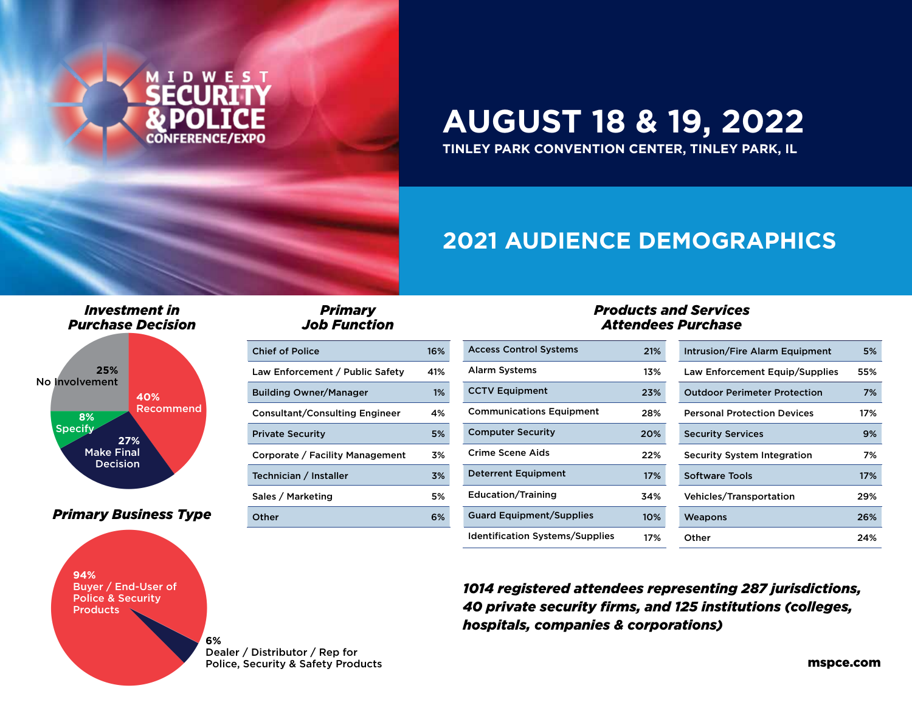MIDWEST SECURITY & POLICE CONFERENCE/EXPO

# AUGUST 18 & 19, 2022

**TINLEY PARK CONVENTION CENTER, TINLEY PARK, IL**

## 2021 AUDIENCE DEMOGRAPHICS

### *Investment in Purchase Decision*

- 40% Recommend
- 27% Make Final Decision
- 8% Specify
- 25% No Involvement

### *Primary Business Type*

- 94% Buyer / End-User of Police & Security Products
- 6% Dealer / Distributor / Rep for Police, Security & Safety Products

### *Primary Job Function*

| Job Function | % |
|---|---|
| Chief of Police | 16% |
| Law Enforcement / Public Safety | 41% |
| Building Owner/Manager | 1% |
| Consultant/Consulting Engineer | 4% |
| Private Security | 5% |
| Corporate / Facility Management | 3% |
| Technician / Installer | 3% |
| Sales / Marketing | 5% |
| Other | 6% |

### *Products and Services Attendees Purchase*

| Product/Service | % |
|---|---|
| Access Control Systems | 21% |
| Alarm Systems | 13% |
| CCTV Equipment | 23% |
| Communications Equipment | 28% |
| Computer Security | 20% |
| Crime Scene Aids | 22% |
| Deterrent Equipment | 17% |
| Education/Training | 34% |
| Guard Equipment/Supplies | 10% |
| Identification Systems/Supplies | 17% |
| Intrusion/Fire Alarm Equipment | 5% |
| Law Enforcement Equip/Supplies | 55% |
| Outdoor Perimeter Protection | 7% |
| Personal Protection Devices | 17% |
| Security Services | 9% |
| Security System Integration | 7% |
| Software Tools | 17% |
| Vehicles/Transportation | 29% |
| Weapons | 26% |
| Other | 24% |

***1014 registered attendees representing 287 jurisdictions, 40 private security firms, and 125 institutions (colleges, hospitals, companies & corporations)***

**mspce.com**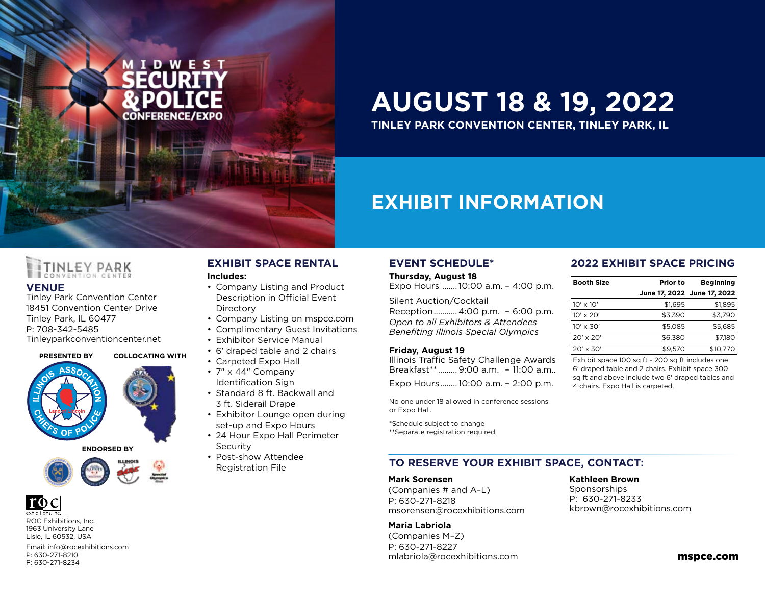MIDWEST SECURITY & POLICE CONFERENCE/EXPO

# AUGUST 18 & 19, 2022

**TINLEY PARK CONVENTION CENTER, TINLEY PARK, IL**

# EXHIBIT INFORMATION

TINLEY PARK CONVENTION CENTER

## VENUE

Tinley Park Convention Center
18451 Convention Center Drive
Tinley Park, IL 60477
P: 708-342-5485
Tinleyparkconventioncenter.net

**PRESENTED BY** **COLLOCATING WITH**

**ENDORSED BY**

ROC Exhibitions, Inc.
1963 University Lane
Lisle, IL 60532, USA

Email: info@rocexhibitions.com
P: 630-271-8210
F: 630-271-8234

## EXHIBIT SPACE RENTAL

**Includes:**

- Company Listing and Product Description in Official Event Directory
- Company Listing on mspce.com
- Complimentary Guest Invitations
- Exhibitor Service Manual
- 6′ draped table and 2 chairs
- Carpeted Expo Hall
- 7″ x 44″ Company Identification Sign
- Standard 8 ft. Backwall and 3 ft. Siderail Drape
- Exhibitor Lounge open during set-up and Expo Hours
- 24 Hour Expo Hall Perimeter Security
- Post-show Attendee Registration File

## EVENT SCHEDULE*

**Thursday, August 18**

Expo Hours ....... 10:00 a.m. – 4:00 p.m.

Silent Auction/Cocktail Reception ........... 4:00 p.m. – 6:00 p.m.
*Open to all Exhibitors & Attendees*
*Benefiting Illinois Special Olympics*

**Friday, August 19**

Illinois Traffic Safety Challenge Awards Breakfast** ......... 9:00 a.m. – 11:00 a.m..

Expo Hours ........ 10:00 a.m. – 2:00 p.m.

No one under 18 allowed in conference sessions or Expo Hall.

*Schedule subject to change
**Separate registration required

## 2022 EXHIBIT SPACE PRICING

| Booth Size | Prior to June 17, 2022 | Beginning June 17, 2022 |
|---|---|---|
| 10′ x 10′ | $1,695 | $1,895 |
| 10′ x 20′ | $3,390 | $3,790 |
| 10′ x 30′ | $5,085 | $5,685 |
| 20′ x 20′ | $6,380 | $7,180 |
| 20′ x 30′ | $9,570 | $10,770 |

Exhibit space 100 sq ft - 200 sq ft includes one 6′ draped table and 2 chairs. Exhibit space 300 sq ft and above include two 6′ draped tables and 4 chairs. Expo Hall is carpeted.

## TO RESERVE YOUR EXHIBIT SPACE, CONTACT:

**Mark Sorensen**
(Companies # and A–L)
P: 630-271-8218
msorensen@rocexhibitions.com

**Maria Labriola**
(Companies M–Z)
P: 630-271-8227
mlabriola@rocexhibitions.com

**Kathleen Brown**
Sponsorships
P: 630-271-8233
kbrown@rocexhibitions.com

**mspce.com**